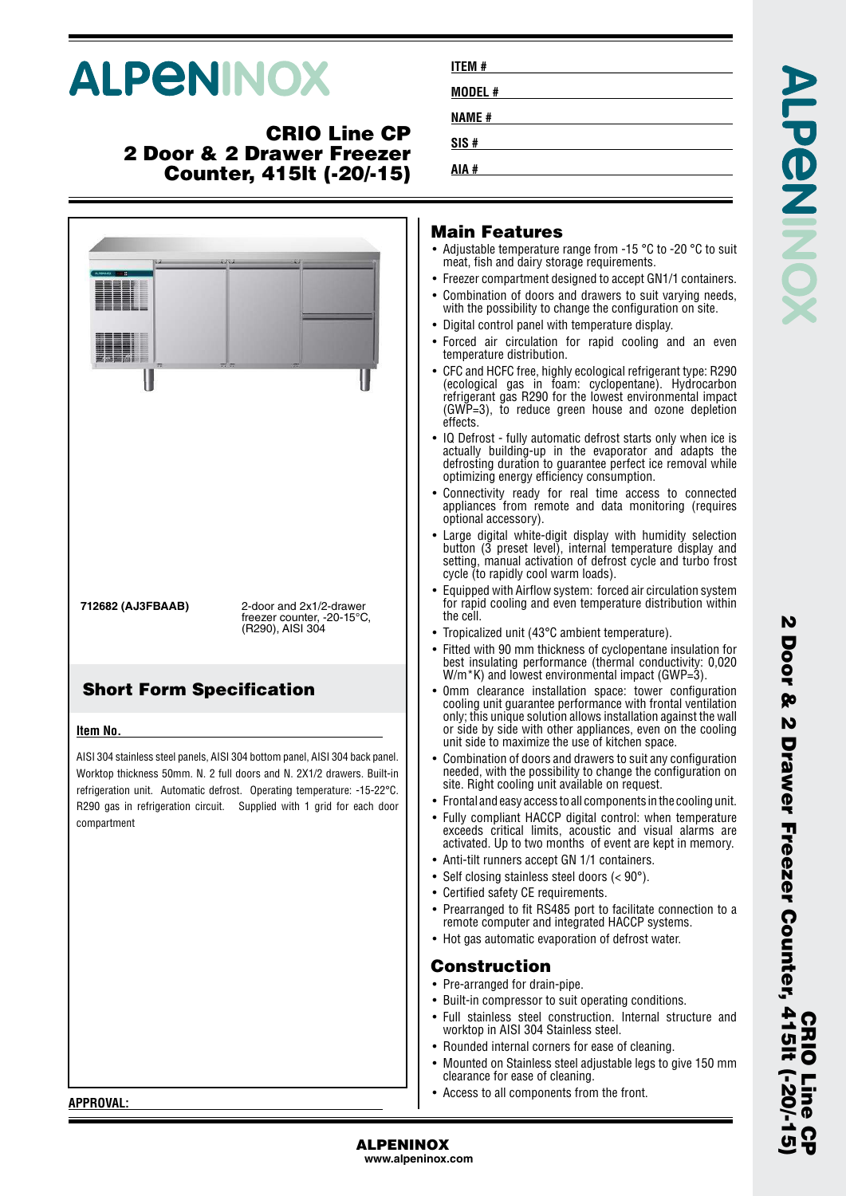# ALPENINOX

## CRIO Line CP 2 Door & 2 Drawer Freezer Counter, 415lt (-20/-15)

**ITEM #**

**MODEL #**

**NAME #**

**SIS #**

**AIA #**

**712682 (AJ3FBAAB)** 2-door and 2x1/2-drawer freezer counter, -20-15°C, (R290), AISI 304

## Short Form Specification

**Item No.**

AISI 304 stainless steel panels, AISI 304 bottom panel, AISI 304 back panel. Worktop thickness 50mm. N. 2 full doors and N. 2X1/2 drawers. Built-in refrigeration unit. Automatic defrost. Operating temperature: -15-22°C. R290 gas in refrigeration circuit. Supplied with 1 grid for each door compartment

## Main Features

- Adjustable temperature range from -15 °C to -20 °C to suit meat, fish and dairy storage requirements.
- Freezer compartment designed to accept GN1/1 containers.
- Combination of doors and drawers to suit varying needs, with the possibility to change the configuration on site.
- Digital control panel with temperature display.
- Forced air circulation for rapid cooling and an even temperature distribution.
- CFC and HCFC free, highly ecological refrigerant type: R290 (ecological gas in foam: cyclopentane). Hydrocarbon refrigerant gas R290 for the lowest environmental impact (GWP=3), to reduce green house and ozone depletion effects.
- IQ Defrost - fully automatic defrost starts only when ice is actually building-up in the evaporator and adapts the defrosting duration to guarantee perfect ice removal while optimizing energy efficiency consumption.
- Connectivity ready for real time access to connected appliances from remote and data monitoring (requires optional accessory).
- Large digital white-digit display with humidity selection button (3 preset level), internal temperature display and setting, manual activation of defrost cycle and turbo frost cycle (to rapidly cool warm loads).
- Equipped with Airflow system: forced air circulation system for rapid cooling and even temperature distribution within the cell.
- Tropicalized unit (43°C ambient temperature).
- Fitted with 90 mm thickness of cyclopentane insulation for best insulating performance (thermal conductivity: 0,020 W/m*K) and lowest environmental impact (GWP=3).
- 0mm clearance installation space: tower configuration cooling unit guarantee performance with frontal ventilation only; this unique solution allows installation against the wall or side by side with other appliances, even on the cooling unit side to maximize the use of kitchen space.
- Combination of doors and drawers to suit any configuration needed, with the possibility to change the configuration on site. Right cooling unit available on request.
- Frontal and easy access to all components in the cooling unit.
- Fully compliant HACCP digital control: when temperature exceeds critical limits, acoustic and visual alarms are activated. Up to two months of event are kept in memory.
- Anti-tilt runners accept GN 1/1 containers.
- Self closing stainless steel doors (< 90°).
- Certified safety CE requirements.
- Prearranged to fit RS485 port to facilitate connection to a remote computer and integrated HACCP systems.
- Hot gas automatic evaporation of defrost water.

## Construction

- Pre-arranged for drain-pipe.
- Built-in compressor to suit operating conditions.
- Full stainless steel construction. Internal structure and worktop in AISI 304 Stainless steel.
- Rounded internal corners for ease of cleaning.
- Mounted on Stainless steel adjustable legs to give 150 mm clearance for ease of cleaning.
- Access to all components from the front.

**APPROVAL:**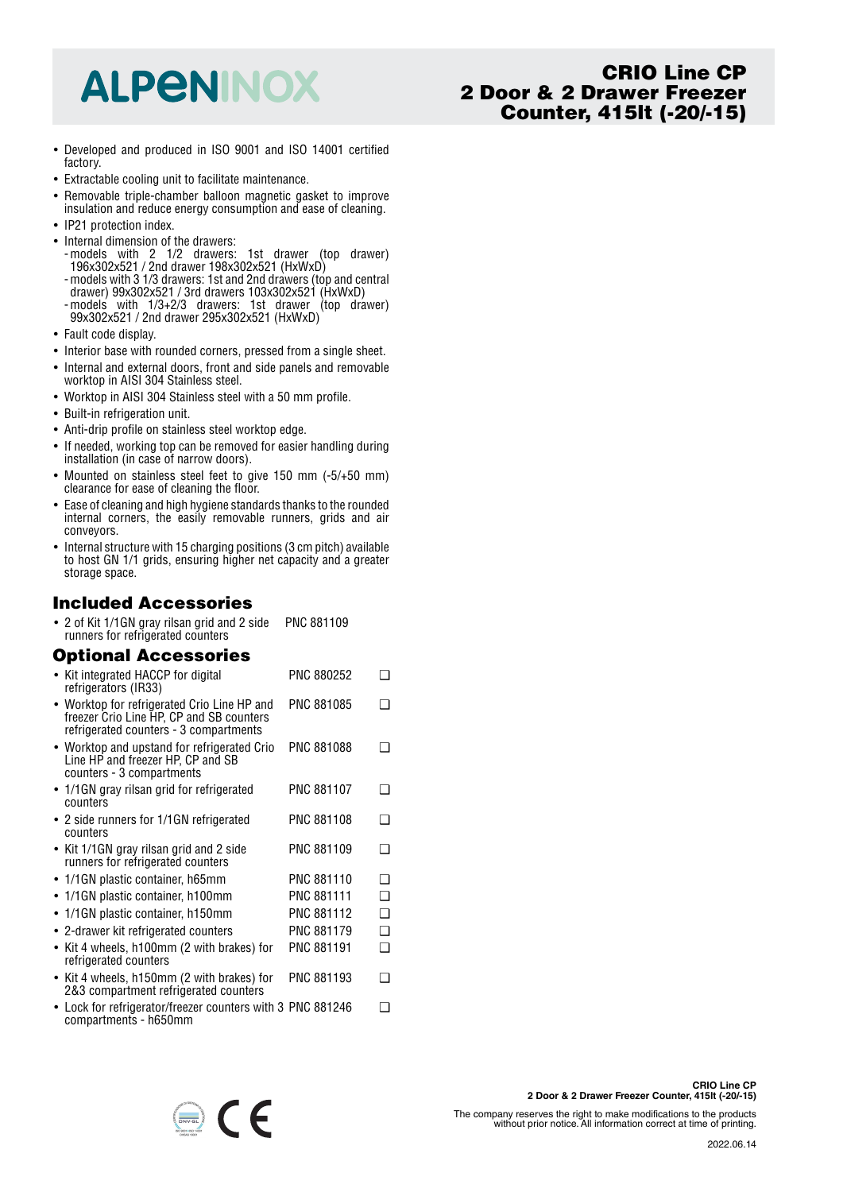# ALPENINOX

## CRIO Line CP 2 Door & 2 Drawer Freezer Counter, 415lt (-20/-15)

- Developed and produced in ISO 9001 and ISO 14001 certified factory.
- Extractable cooling unit to facilitate maintenance.
- Removable triple-chamber balloon magnetic gasket to improve insulation and reduce energy consumption and ease of cleaning.
- IP21 protection index.
- Internal dimension of the drawers:
  - models with 2 1/2 drawers: 1st drawer (top drawer) 196x302x521 / 2nd drawer 198x302x521 (HxWxD)
  - models with 3 1/3 drawers: 1st and 2nd drawers (top and central drawer) 99x302x521 / 3rd drawers 103x302x521 (HxWxD)
  - models with 1/3+2/3 drawers: 1st drawer (top drawer) 99x302x521 / 2nd drawer 295x302x521 (HxWxD)
- Fault code display.
- Interior base with rounded corners, pressed from a single sheet.
- Internal and external doors, front and side panels and removable worktop in AISI 304 Stainless steel.
- Worktop in AISI 304 Stainless steel with a 50 mm profile.
- Built-in refrigeration unit.
- Anti-drip profile on stainless steel worktop edge.
- If needed, working top can be removed for easier handling during installation (in case of narrow doors).
- Mounted on stainless steel feet to give 150 mm (-5/+50 mm) clearance for ease of cleaning the floor.
- Ease of cleaning and high hygiene standards thanks to the rounded internal corners, the easily removable runners, grids and air conveyors.
- Internal structure with 15 charging positions (3 cm pitch) available to host GN 1/1 grids, ensuring higher net capacity and a greater storage space.

## Included Accessories

| Accessory | PNC |
|---|---|
| 2 of Kit 1/1GN gray rilsan grid and 2 side runners for refrigerated counters | PNC 881109 |

## Optional Accessories

| Accessory | PNC | |
|---|---|---|
| Kit integrated HACCP for digital refrigerators (IR33) | PNC 880252 | ❑ |
| Worktop for refrigerated Crio Line HP and freezer Crio Line HP, CP and SB counters refrigerated counters - 3 compartments | PNC 881085 | ❑ |
| Worktop and upstand for refrigerated Crio Line HP and freezer HP, CP and SB counters - 3 compartments | PNC 881088 | ❑ |
| 1/1GN gray rilsan grid for refrigerated counters | PNC 881107 | ❑ |
| 2 side runners for 1/1GN refrigerated counters | PNC 881108 | ❑ |
| Kit 1/1GN gray rilsan grid and 2 side runners for refrigerated counters | PNC 881109 | ❑ |
| 1/1GN plastic container, h65mm | PNC 881110 | ❑ |
| 1/1GN plastic container, h100mm | PNC 881111 | ❑ |
| 1/1GN plastic container, h150mm | PNC 881112 | ❑ |
| 2-drawer kit refrigerated counters | PNC 881179 | ❑ |
| Kit 4 wheels, h100mm (2 with brakes) for refrigerated counters | PNC 881191 | ❑ |
| Kit 4 wheels, h150mm (2 with brakes) for 2&3 compartment refrigerated counters | PNC 881193 | ❑ |
| Lock for refrigerator/freezer counters with 3 compartments - h650mm | PNC 881246 | ❑ |

CRIO Line CP
2 Door & 2 Drawer Freezer Counter, 415lt (-20/-15)

The company reserves the right to make modifications to the products without prior notice. All information correct at time of printing.

2022.06.14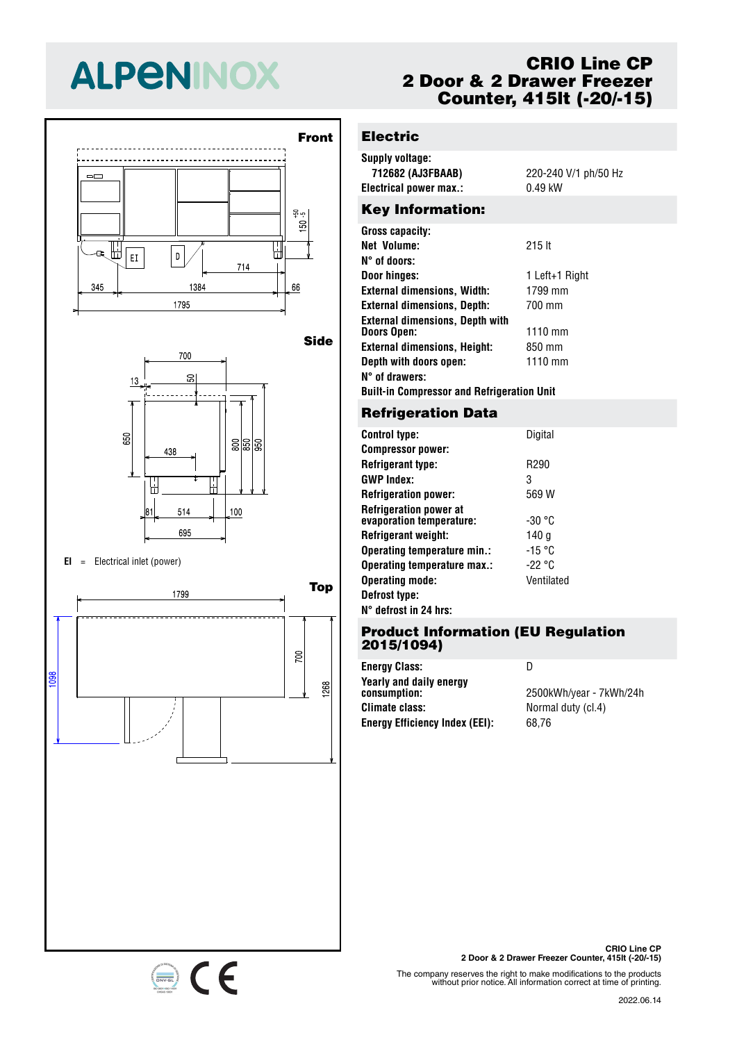# ALPENINOX

## CRIO Line CP
## 2 Door & 2 Drawer Freezer Counter, 415lt (-20/-15)

**Front**

345 | 1384 | 66 | 714 | 1795 | 150 +50/-5

EI | D

**Side**

700 | 13 | 50 | 650 | 438 | 800 | 850 | 950 | 81 | 514 | 100 | 695

**EI** = Electrical inlet (power)

**Top**

1799 | 700 | 1098 | 1268

## Electric

| | |
|---|---|
| **Supply voltage:** | |
| **712682 (AJ3FBAAB)** | 220-240 V/1 ph/50 Hz |
| **Electrical power max.:** | 0.49 kW |

## Key Information:

| | |
|---|---|
| **Gross capacity:** | |
| **Net Volume:** | 215 lt |
| **N° of doors:** | |
| **Door hinges:** | 1 Left+1 Right |
| **External dimensions, Width:** | 1799 mm |
| **External dimensions, Depth:** | 700 mm |
| **External dimensions, Depth with Doors Open:** | 1110 mm |
| **External dimensions, Height:** | 850 mm |
| **Depth with doors open:** | 1110 mm |
| **N° of drawers:** | |
| **Built-in Compressor and Refrigeration Unit** | |

## Refrigeration Data

| | |
|---|---|
| **Control type:** | Digital |
| **Compressor power:** | |
| **Refrigerant type:** | R290 |
| **GWP Index:** | 3 |
| **Refrigeration power:** | 569 W |
| **Refrigeration power at evaporation temperature:** | -30 °C |
| **Refrigerant weight:** | 140 g |
| **Operating temperature min.:** | -15 °C |
| **Operating temperature max.:** | -22 °C |
| **Operating mode:** | Ventilated |
| **Defrost type:** | |
| **N° defrost in 24 hrs:** | |

## Product Information (EU Regulation 2015/1094)

| | |
|---|---|
| **Energy Class:** | D |
| **Yearly and daily energy consumption:** | 2500kWh/year - 7kWh/24h |
| **Climate class:** | Normal duty (cl.4) |
| **Energy Efficiency Index (EEI):** | 68,76 |

**CRIO Line CP**
**2 Door & 2 Drawer Freezer Counter, 415lt (-20/-15)**

The company reserves the right to make modifications to the products without prior notice. All information correct at time of printing.

2022.06.14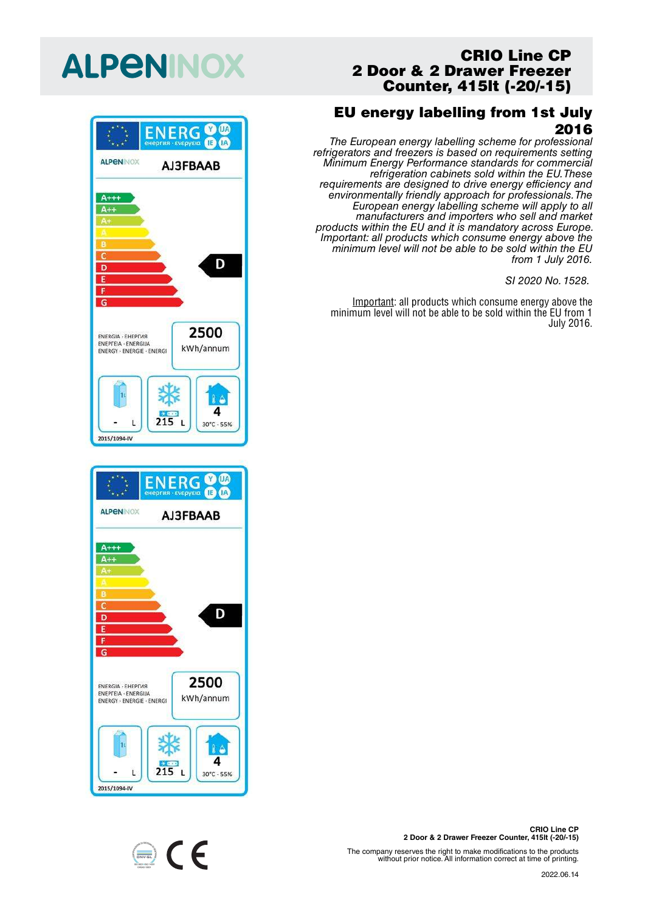# ALPENINOX

## CRIO Line CP 2 Door & 2 Drawer Freezer Counter, 415lt (-20/-15)

### EU energy labelling from 1st July 2016

*The European energy labelling scheme for professional refrigerators and freezers is based on requirements setting Minimum Energy Performance standards for commercial refrigeration cabinets sold within the EU.These requirements are designed to drive energy efficiency and environmentally friendly approach for professionals. The European energy labelling scheme will apply to all manufacturers and importers who sell and market products within the EU and it is mandatory across Europe. Important: all products which consume energy above the minimum level will not be able to be sold within the EU from 1 July 2016.*

*SI 2020 No. 1528.*

Important: all products which consume energy above the minimum level will not be able to be sold within the EU from 1 July 2016.

ENERG
енергия · ενεργεια
Y IJA IE IA

ALPENINOX AJ3FBAAB

A+++
A++
A+
A
B
C
D
E
F
G

D

ENERGIA · ЕНЕРГИЯ
ΕΝΕΡΓΕΙΑ · ENERGIJA
ENERGY · ENERGIE · ENERGI

2500 kWh/annum

- L

215 L

4
30°C - 55%

2015/1094-IV

ENERG
енергия · ενεργεια
Y IJA IE IA

ALPENINOX AJ3FBAAB

A+++
A++
A+
A
B
C
D
E
F
G

D

ENERGIA · ЕНЕРГИЯ
ΕΝΕΡΓΕΙΑ · ENERGIJA
ENERGY · ENERGIE · ENERGI

2500 kWh/annum

- L

215 L

4
30°C - 55%

2015/1094-IV

**CRIO Line CP**
**2 Door & 2 Drawer Freezer Counter, 415lt (-20/-15)**

The company reserves the right to make modifications to the products without prior notice. All information correct at time of printing.

2022.06.14